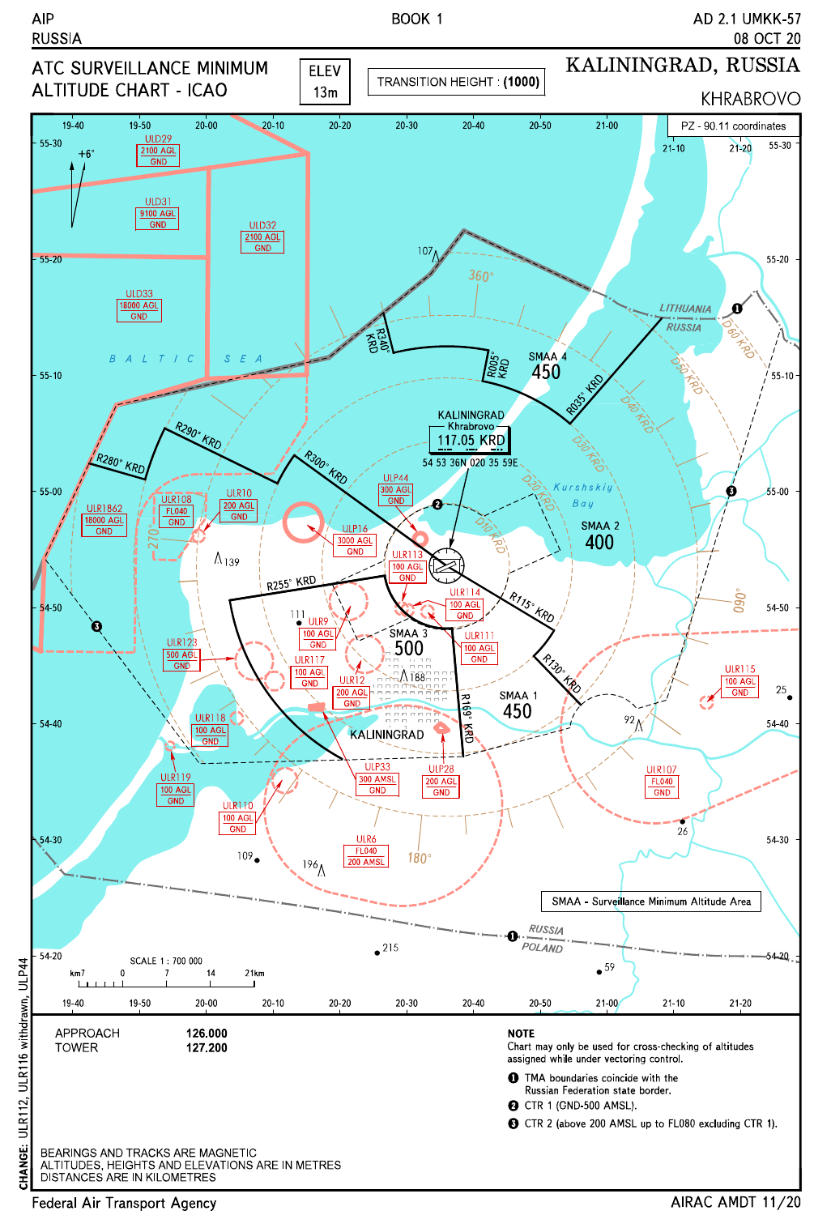AIP RUSSIA — BOOK 1 — AD 2.1 UMKK-57 — 08 OCT 20

# ATC SURVEILLANCE MINIMUM ALTITUDE CHART - ICAO

ELEV 13m

TRANSITION HEIGHT : **(1000)**

## KALININGRAD, RUSSIA
### KHRABROVO

PZ - 90.11 coordinates

KALININGRAD Khrabrovo 117.05 KRD
54 53 36N 020 35 59E

SMAA 1 450
SMAA 2 400
SMAA 3 500
SMAA 4 450

| Area | Upper limit | Lower limit |
|---|---|---|
| ULD29 | 2100 AGL | GND |
| ULD31 | 9100 AGL | GND |
| ULD32 | 2100 AGL | GND |
| ULD33 | 18000 AGL | GND |
| ULR1862 | 18000 AGL | GND |
| ULR108 | FL040 | GND |
| ULR10 | 200 AGL | GND |
| ULP44 | 300 AGL | GND |
| ULP16 | 3000 AGL | GND |
| ULR113 | 100 AGL | GND |
| ULR114 | 100 AGL | GND |
| ULR9 | 100 AGL | GND |
| ULR111 | 100 AGL | GND |
| ULR123 | 500 AGL | GND |
| ULR117 | 100 AGL | GND |
| ULR12 | 200 AGL | GND |
| ULR118 | 100 AGL | GND |
| ULR119 | 100 AGL | GND |
| ULP33 | 300 AMSL | GND |
| ULP28 | 200 AGL | GND |
| ULR110 | 100 AGL | GND |
| ULR6 | FL040 | 200 AMSL |
| ULR115 | 100 AGL | GND |
| ULR107 | FL040 | GND |

SMAA - Surveillance Minimum Altitude Area

SCALE 1 : 700 000

| | |
|---|---|
| APPROACH | **126.000** |
| TOWER | **127.200** |

**NOTE**

Chart may only be used for cross-checking of altitudes assigned while under vectoring control.

1. TMA boundaries coincide with the Russian Federation state border.
2. CTR 1 (GND-500 AMSL).
3. CTR 2 (above 200 AMSL up to FL080 excluding CTR 1).

BEARINGS AND TRACKS ARE MAGNETIC
ALTITUDES, HEIGHTS AND ELEVATIONS ARE IN METRES
DISTANCES ARE IN KILOMETRES

**CHANGE:** ULR112, ULR116 withdrawn, ULP44

Federal Air Transport Agency — AIRAC AMDT 11/20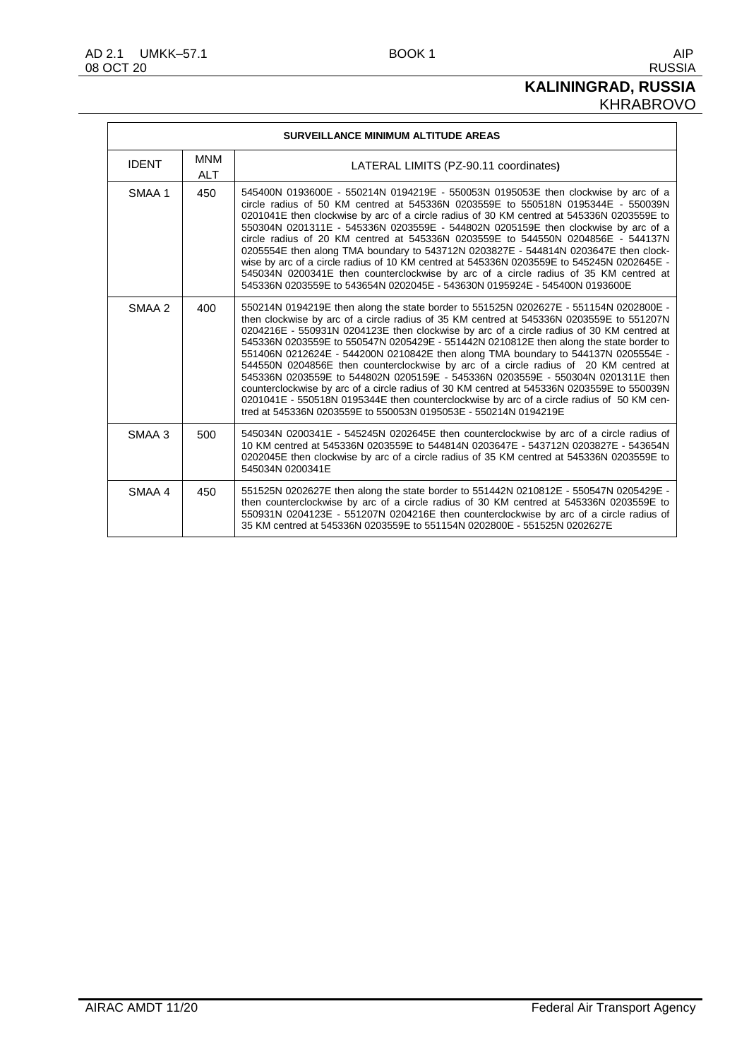## KALININGRAD, RUSSIA
KHRABROVO

| SURVEILLANCE MINIMUM ALTITUDE AREAS | | |
|---|---|---|
| IDENT | MNM ALT | LATERAL LIMITS (PZ-90.11 coordinates**)** |
| SMAA 1 | 450 | 545400N 0193600E - 550214N 0194219E - 550053N 0195053E then clockwise by arc of a circle radius of 50 KM centred at 545336N 0203559E to 550518N 0195344E - 550039N 0201041E then clockwise by arc of a circle radius of 30 KM centred at 545336N 0203559E to 550304N 0201311E - 545336N 0203559E - 544802N 0205159E then clockwise by arc of a circle radius of 20 KM centred at 545336N 0203559E to 544550N 0204856E - 544137N 0205554E then along TMA boundary to 543712N 0203827E - 544814N 0203647E then clockwise by arc of a circle radius of 10 KM centred at 545336N 0203559E to 545245N 0202645E - 545034N 0200341E then counterclockwise by arc of a circle radius of 35 KM centred at 545336N 0203559E to 543654N 0202045E - 543630N 0195924E - 545400N 0193600E |
| SMAA 2 | 400 | 550214N 0194219E then along the state border to 551525N 0202627E - 551154N 0202800E - then clockwise by arc of a circle radius of 35 KM centred at 545336N 0203559E to 551207N 0204216E - 550931N 0204123E then clockwise by arc of a circle radius of 30 KM centred at 545336N 0203559E to 550547N 0205429E - 551442N 0210812E then along the state border to 551406N 0212624E - 544200N 0210842E then along TMA boundary to 544137N 0205554E - 544550N 0204856E then counterclockwise by arc of a circle radius of 20 KM centred at 545336N 0203559E to 544802N 0205159E - 545336N 0203559E - 550304N 0201311E then counterclockwise by arc of a circle radius of 30 KM centred at 545336N 0203559E to 550039N 0201041E - 550518N 0195344E then counterclockwise by arc of a circle radius of 50 KM centred at 545336N 0203559E to 550053N 0195053E - 550214N 0194219E |
| SMAA 3 | 500 | 545034N 0200341E - 545245N 0202645E then counterclockwise by arc of a circle radius of 10 KM centred at 545336N 0203559E to 544814N 0203647E - 543712N 0203827E - 543654N 0202045E then clockwise by arc of a circle radius of 35 KM centred at 545336N 0203559E to 545034N 0200341E |
| SMAA 4 | 450 | 551525N 0202627E then along the state border to 551442N 0210812E - 550547N 0205429E - then counterclockwise by arc of a circle radius of 30 KM centred at 545336N 0203559E to 550931N 0204123E - 551207N 0204216E then counterclockwise by arc of a circle radius of 35 KM centred at 545336N 0203559E to 551154N 0202800E - 551525N 0202627E |